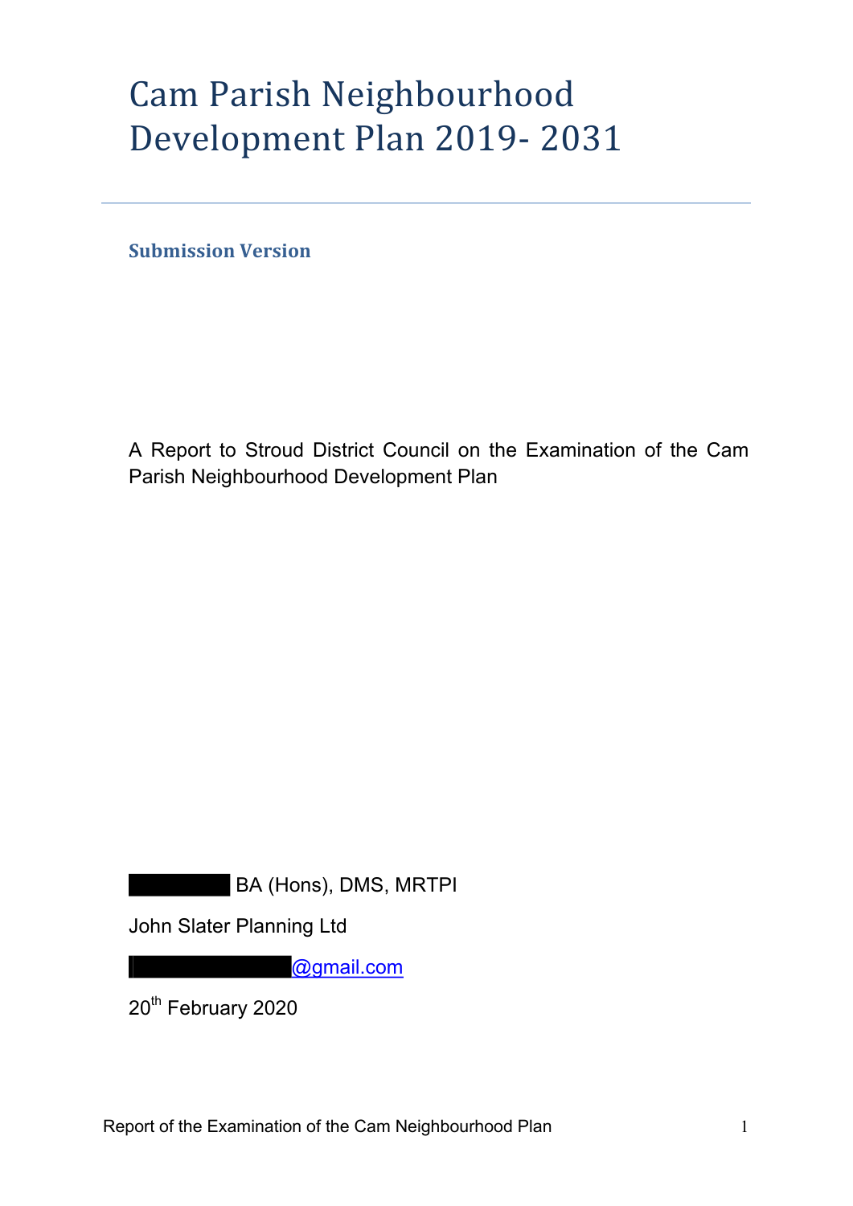# Cam Parish Neighbourhood Development Plan 2019- 2031

---

**Submission Version**

A Report to Stroud District Council on the Examination of the Cam Parish Neighbourhood Development Plan

BA (Hons), DMS, MRTPI

John Slater Planning Ltd

@gmail.com

20th February 2020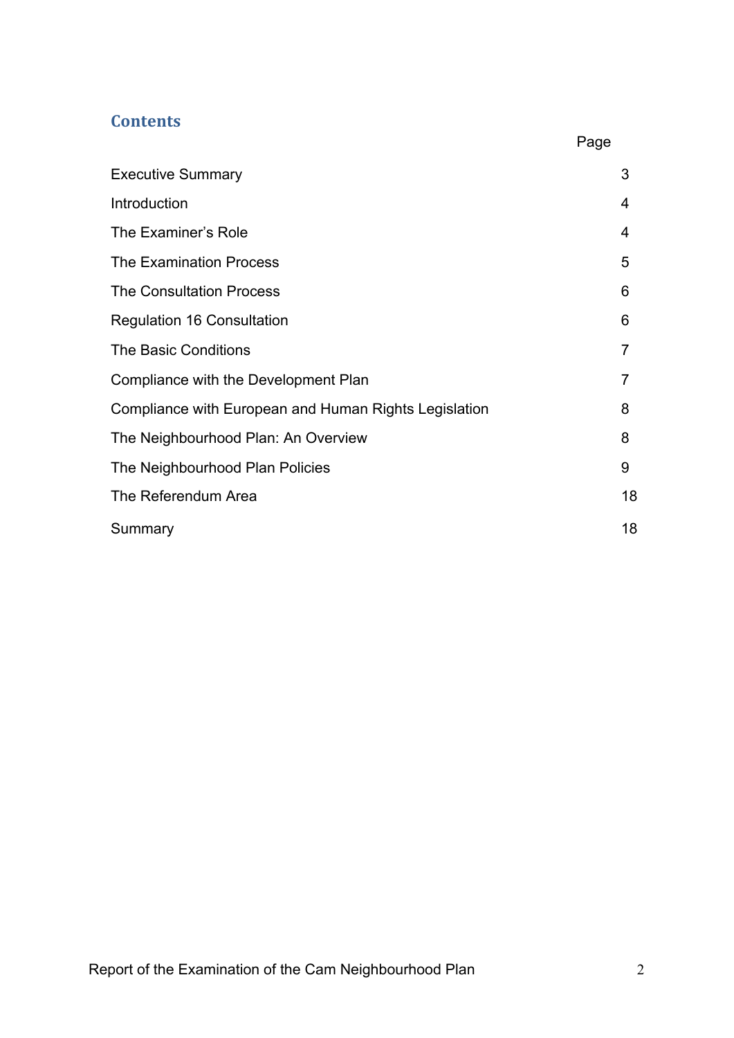## Contents

| | Page |
|---|---|
| Executive Summary | 3 |
| Introduction | 4 |
| The Examiner's Role | 4 |
| The Examination Process | 5 |
| The Consultation Process | 6 |
| Regulation 16 Consultation | 6 |
| The Basic Conditions | 7 |
| Compliance with the Development Plan | 7 |
| Compliance with European and Human Rights Legislation | 8 |
| The Neighbourhood Plan: An Overview | 8 |
| The Neighbourhood Plan Policies | 9 |
| The Referendum Area | 18 |
| Summary | 18 |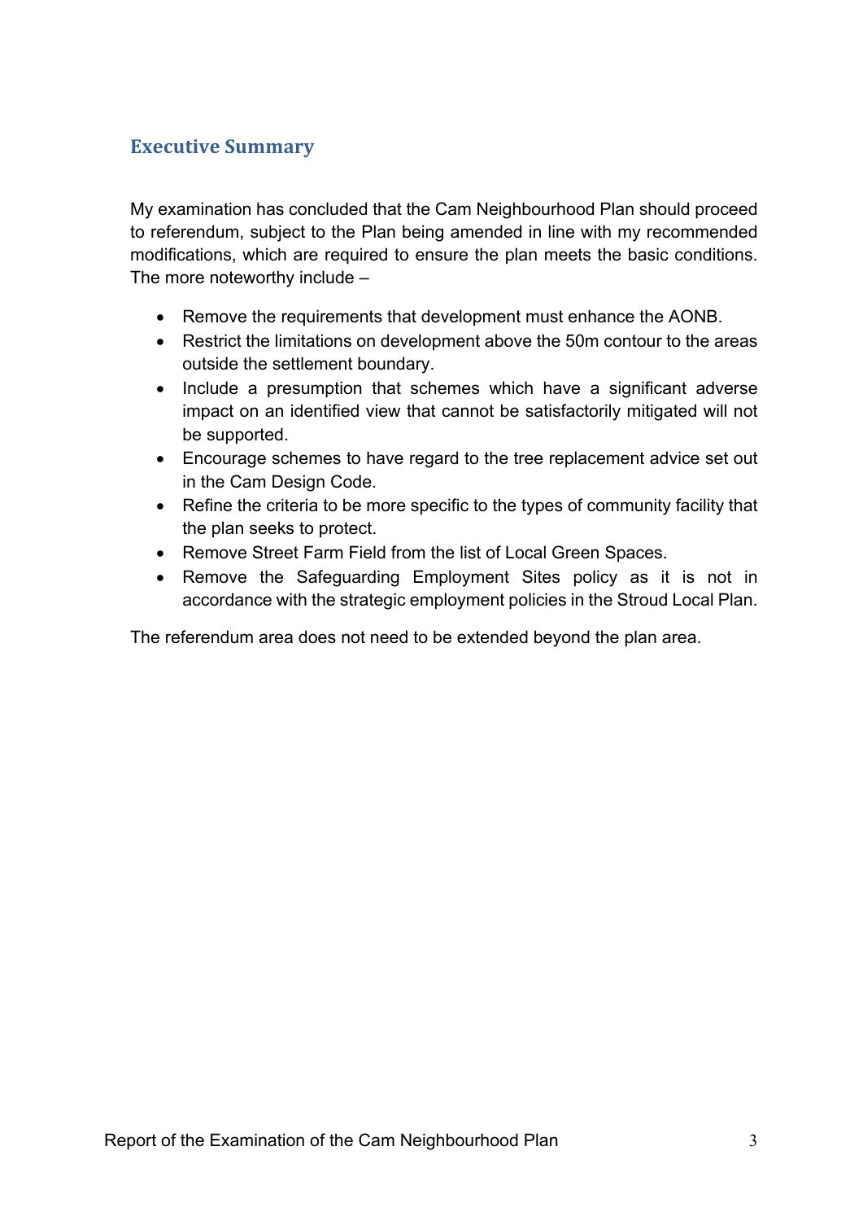## Executive Summary

My examination has concluded that the Cam Neighbourhood Plan should proceed to referendum, subject to the Plan being amended in line with my recommended modifications, which are required to ensure the plan meets the basic conditions. The more noteworthy include –

- Remove the requirements that development must enhance the AONB.
- Restrict the limitations on development above the 50m contour to the areas outside the settlement boundary.
- Include a presumption that schemes which have a significant adverse impact on an identified view that cannot be satisfactorily mitigated will not be supported.
- Encourage schemes to have regard to the tree replacement advice set out in the Cam Design Code.
- Refine the criteria to be more specific to the types of community facility that the plan seeks to protect.
- Remove Street Farm Field from the list of Local Green Spaces.
- Remove the Safeguarding Employment Sites policy as it is not in accordance with the strategic employment policies in the Stroud Local Plan.

The referendum area does not need to be extended beyond the plan area.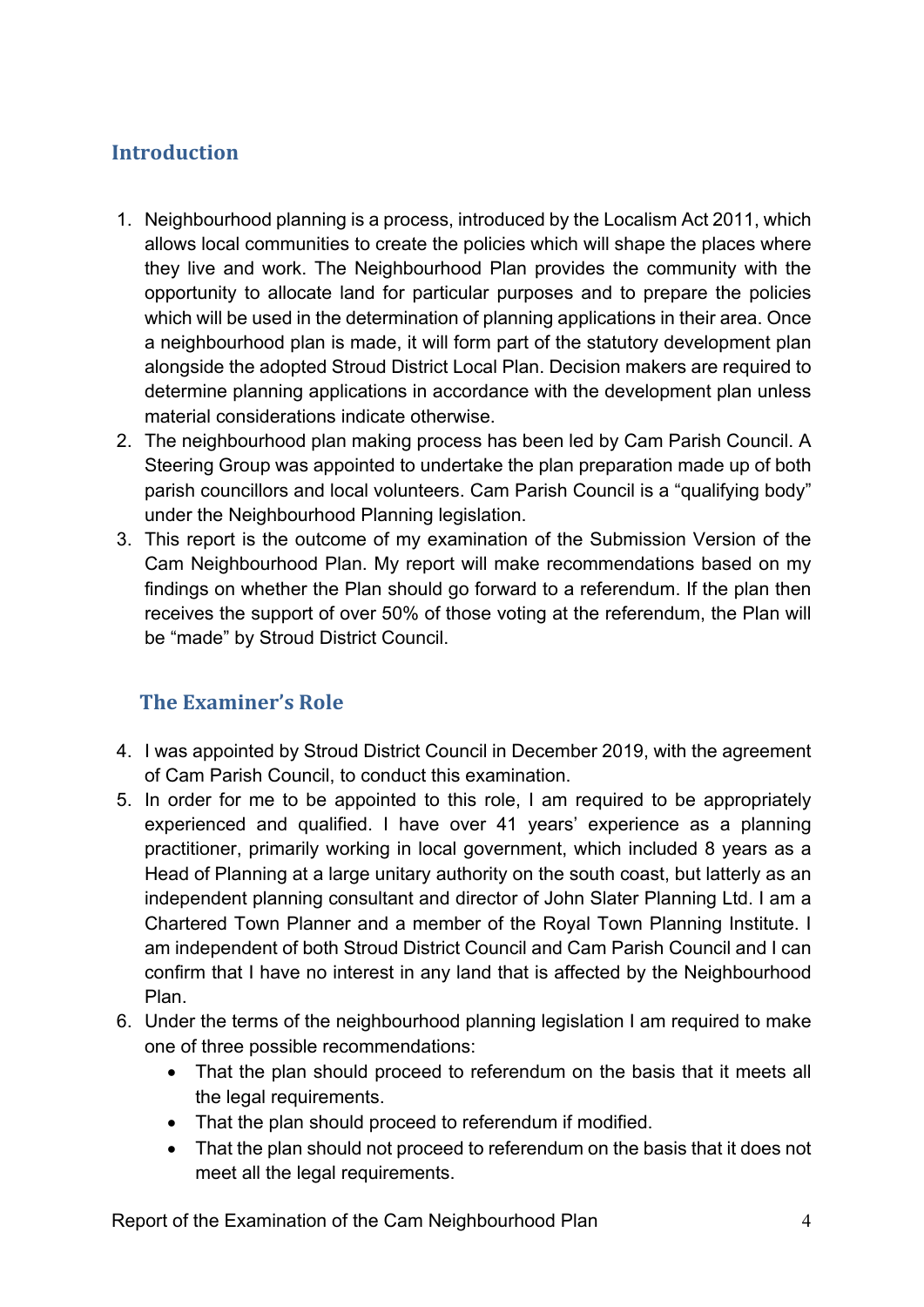## Introduction

1. Neighbourhood planning is a process, introduced by the Localism Act 2011, which allows local communities to create the policies which will shape the places where they live and work. The Neighbourhood Plan provides the community with the opportunity to allocate land for particular purposes and to prepare the policies which will be used in the determination of planning applications in their area. Once a neighbourhood plan is made, it will form part of the statutory development plan alongside the adopted Stroud District Local Plan. Decision makers are required to determine planning applications in accordance with the development plan unless material considerations indicate otherwise.
2. The neighbourhood plan making process has been led by Cam Parish Council. A Steering Group was appointed to undertake the plan preparation made up of both parish councillors and local volunteers. Cam Parish Council is a "qualifying body" under the Neighbourhood Planning legislation.
3. This report is the outcome of my examination of the Submission Version of the Cam Neighbourhood Plan. My report will make recommendations based on my findings on whether the Plan should go forward to a referendum. If the plan then receives the support of over 50% of those voting at the referendum, the Plan will be "made" by Stroud District Council.

## The Examiner's Role

4. I was appointed by Stroud District Council in December 2019, with the agreement of Cam Parish Council, to conduct this examination.
5. In order for me to be appointed to this role, I am required to be appropriately experienced and qualified. I have over 41 years' experience as a planning practitioner, primarily working in local government, which included 8 years as a Head of Planning at a large unitary authority on the south coast, but latterly as an independent planning consultant and director of John Slater Planning Ltd. I am a Chartered Town Planner and a member of the Royal Town Planning Institute. I am independent of both Stroud District Council and Cam Parish Council and I can confirm that I have no interest in any land that is affected by the Neighbourhood Plan.
6. Under the terms of the neighbourhood planning legislation I am required to make one of three possible recommendations:
   - That the plan should proceed to referendum on the basis that it meets all the legal requirements.
   - That the plan should proceed to referendum if modified.
   - That the plan should not proceed to referendum on the basis that it does not meet all the legal requirements.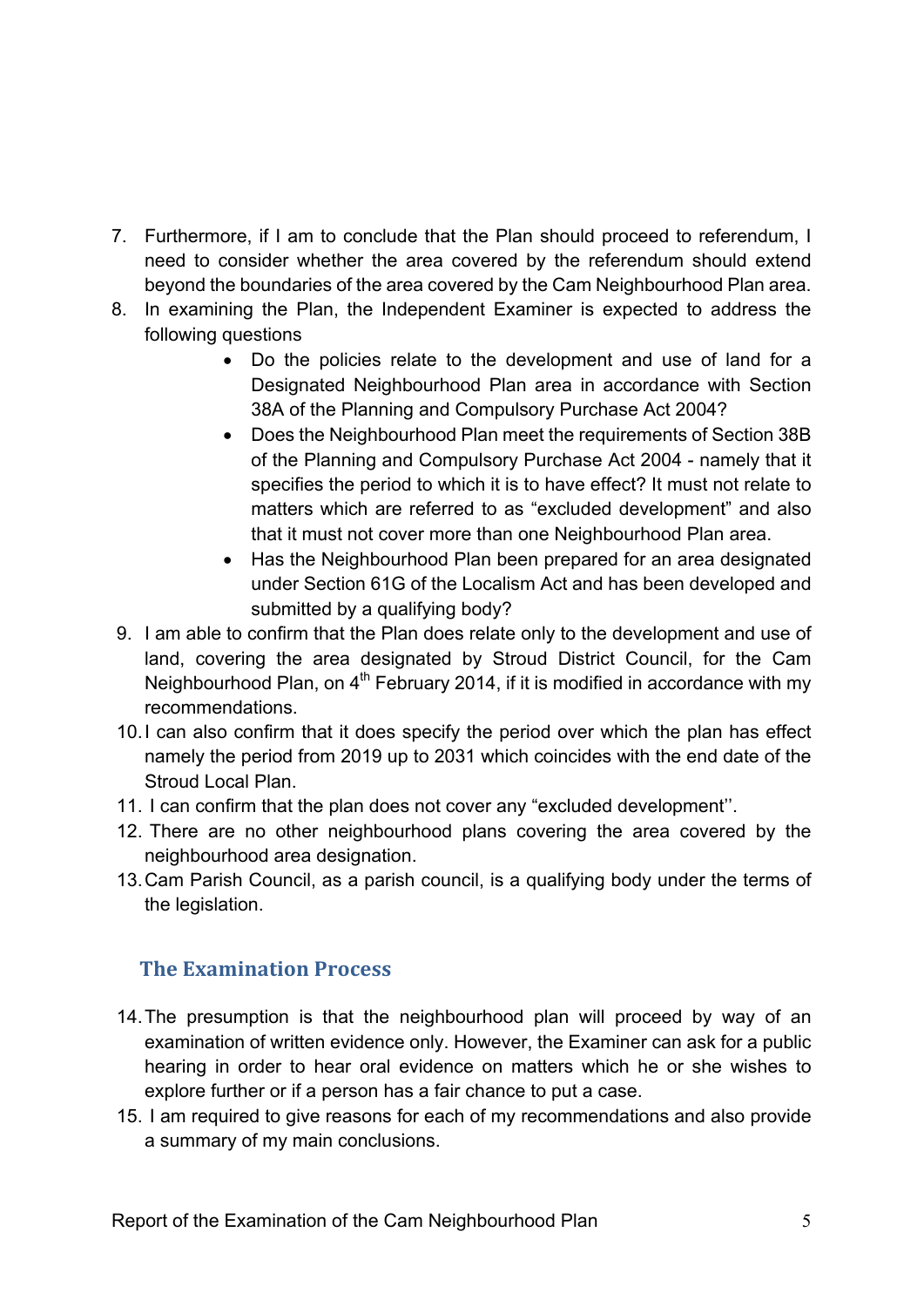7. Furthermore, if I am to conclude that the Plan should proceed to referendum, I need to consider whether the area covered by the referendum should extend beyond the boundaries of the area covered by the Cam Neighbourhood Plan area.
8. In examining the Plan, the Independent Examiner is expected to address the following questions
   - Do the policies relate to the development and use of land for a Designated Neighbourhood Plan area in accordance with Section 38A of the Planning and Compulsory Purchase Act 2004?
   - Does the Neighbourhood Plan meet the requirements of Section 38B of the Planning and Compulsory Purchase Act 2004 - namely that it specifies the period to which it is to have effect? It must not relate to matters which are referred to as "excluded development" and also that it must not cover more than one Neighbourhood Plan area.
   - Has the Neighbourhood Plan been prepared for an area designated under Section 61G of the Localism Act and has been developed and submitted by a qualifying body?
9. I am able to confirm that the Plan does relate only to the development and use of land, covering the area designated by Stroud District Council, for the Cam Neighbourhood Plan, on 4th February 2014, if it is modified in accordance with my recommendations.
10. I can also confirm that it does specify the period over which the plan has effect namely the period from 2019 up to 2031 which coincides with the end date of the Stroud Local Plan.
11. I can confirm that the plan does not cover any "excluded development''.
12. There are no other neighbourhood plans covering the area covered by the neighbourhood area designation.
13. Cam Parish Council, as a parish council, is a qualifying body under the terms of the legislation.

## The Examination Process

14. The presumption is that the neighbourhood plan will proceed by way of an examination of written evidence only. However, the Examiner can ask for a public hearing in order to hear oral evidence on matters which he or she wishes to explore further or if a person has a fair chance to put a case.
15. I am required to give reasons for each of my recommendations and also provide a summary of my main conclusions.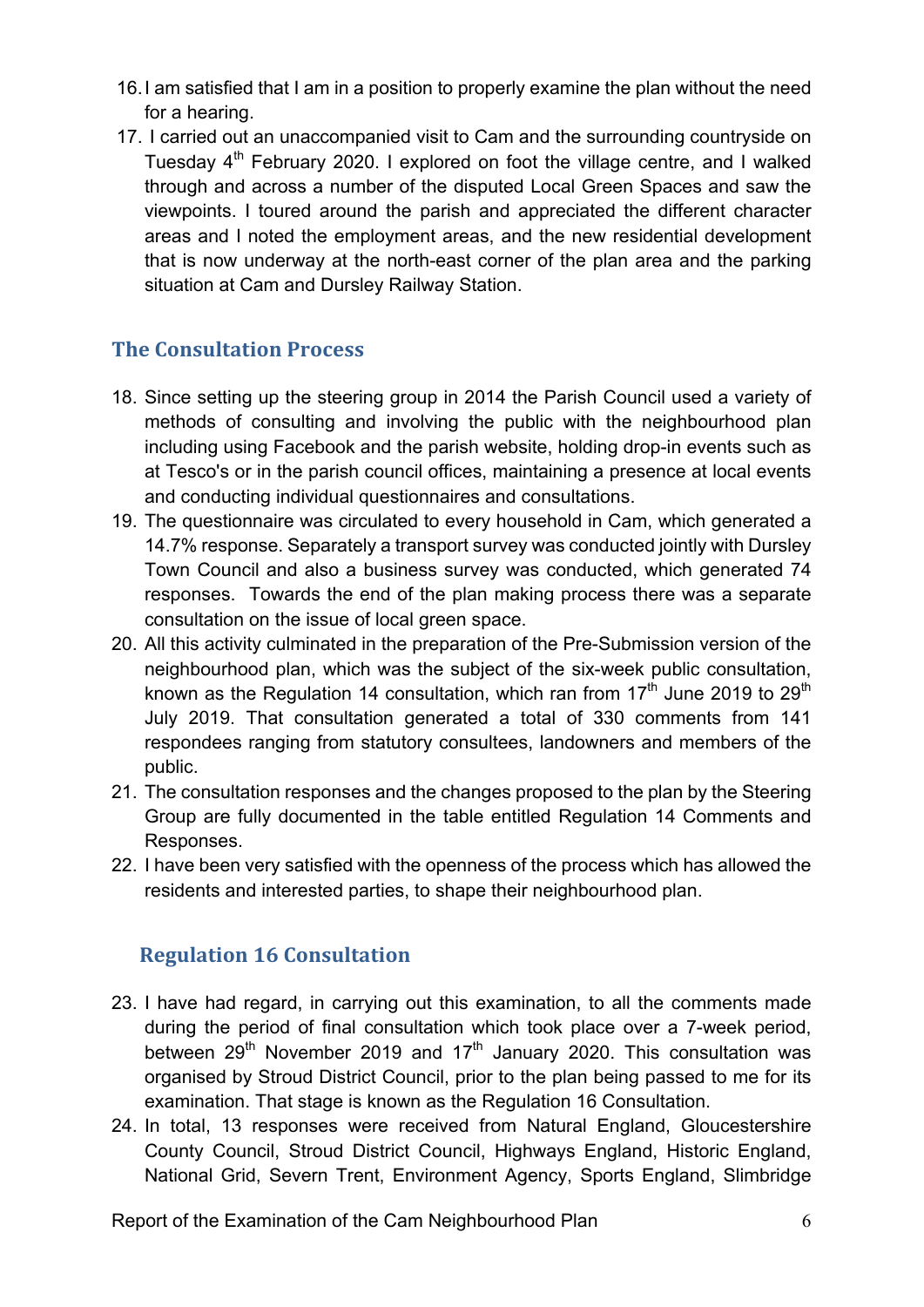16. I am satisfied that I am in a position to properly examine the plan without the need for a hearing.
17. I carried out an unaccompanied visit to Cam and the surrounding countryside on Tuesday 4th February 2020. I explored on foot the village centre, and I walked through and across a number of the disputed Local Green Spaces and saw the viewpoints. I toured around the parish and appreciated the different character areas and I noted the employment areas, and the new residential development that is now underway at the north-east corner of the plan area and the parking situation at Cam and Dursley Railway Station.

## The Consultation Process

18. Since setting up the steering group in 2014 the Parish Council used a variety of methods of consulting and involving the public with the neighbourhood plan including using Facebook and the parish website, holding drop-in events such as at Tesco's or in the parish council offices, maintaining a presence at local events and conducting individual questionnaires and consultations.
19. The questionnaire was circulated to every household in Cam, which generated a 14.7% response. Separately a transport survey was conducted jointly with Dursley Town Council and also a business survey was conducted, which generated 74 responses. Towards the end of the plan making process there was a separate consultation on the issue of local green space.
20. All this activity culminated in the preparation of the Pre-Submission version of the neighbourhood plan, which was the subject of the six-week public consultation, known as the Regulation 14 consultation, which ran from 17th June 2019 to 29th July 2019. That consultation generated a total of 330 comments from 141 respondees ranging from statutory consultees, landowners and members of the public.
21. The consultation responses and the changes proposed to the plan by the Steering Group are fully documented in the table entitled Regulation 14 Comments and Responses.
22. I have been very satisfied with the openness of the process which has allowed the residents and interested parties, to shape their neighbourhood plan.

## Regulation 16 Consultation

23. I have had regard, in carrying out this examination, to all the comments made during the period of final consultation which took place over a 7-week period, between 29th November 2019 and 17th January 2020. This consultation was organised by Stroud District Council, prior to the plan being passed to me for its examination. That stage is known as the Regulation 16 Consultation.
24. In total, 13 responses were received from Natural England, Gloucestershire County Council, Stroud District Council, Highways England, Historic England, National Grid, Severn Trent, Environment Agency, Sports England, Slimbridge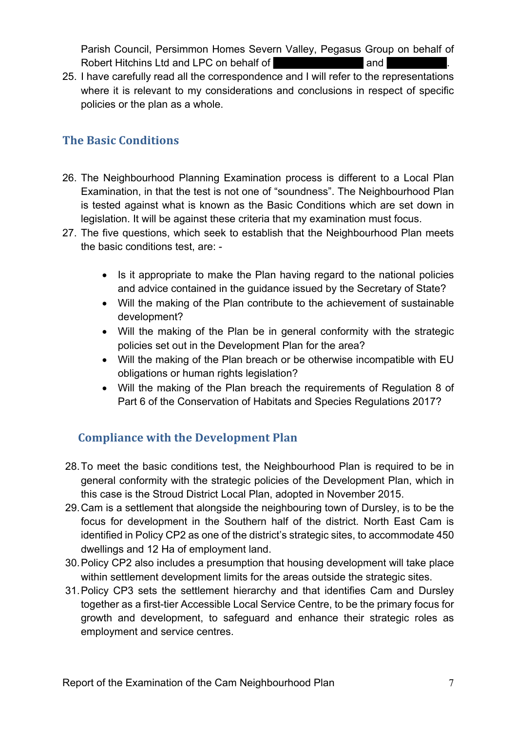Parish Council, Persimmon Homes Severn Valley, Pegasus Group on behalf of Robert Hitchins Ltd and LPC on behalf of ████████ and ██████.

25. I have carefully read all the correspondence and I will refer to the representations where it is relevant to my considerations and conclusions in respect of specific policies or the plan as a whole.

## The Basic Conditions

26. The Neighbourhood Planning Examination process is different to a Local Plan Examination, in that the test is not one of "soundness". The Neighbourhood Plan is tested against what is known as the Basic Conditions which are set down in legislation. It will be against these criteria that my examination must focus.
27. The five questions, which seek to establish that the Neighbourhood Plan meets the basic conditions test, are: -

    - Is it appropriate to make the Plan having regard to the national policies and advice contained in the guidance issued by the Secretary of State?
    - Will the making of the Plan contribute to the achievement of sustainable development?
    - Will the making of the Plan be in general conformity with the strategic policies set out in the Development Plan for the area?
    - Will the making of the Plan breach or be otherwise incompatible with EU obligations or human rights legislation?
    - Will the making of the Plan breach the requirements of Regulation 8 of Part 6 of the Conservation of Habitats and Species Regulations 2017?

## Compliance with the Development Plan

28. To meet the basic conditions test, the Neighbourhood Plan is required to be in general conformity with the strategic policies of the Development Plan, which in this case is the Stroud District Local Plan, adopted in November 2015.
29. Cam is a settlement that alongside the neighbouring town of Dursley, is to be the focus for development in the Southern half of the district. North East Cam is identified in Policy CP2 as one of the district's strategic sites, to accommodate 450 dwellings and 12 Ha of employment land.
30. Policy CP2 also includes a presumption that housing development will take place within settlement development limits for the areas outside the strategic sites.
31. Policy CP3 sets the settlement hierarchy and that identifies Cam and Dursley together as a first-tier Accessible Local Service Centre, to be the primary focus for growth and development, to safeguard and enhance their strategic roles as employment and service centres.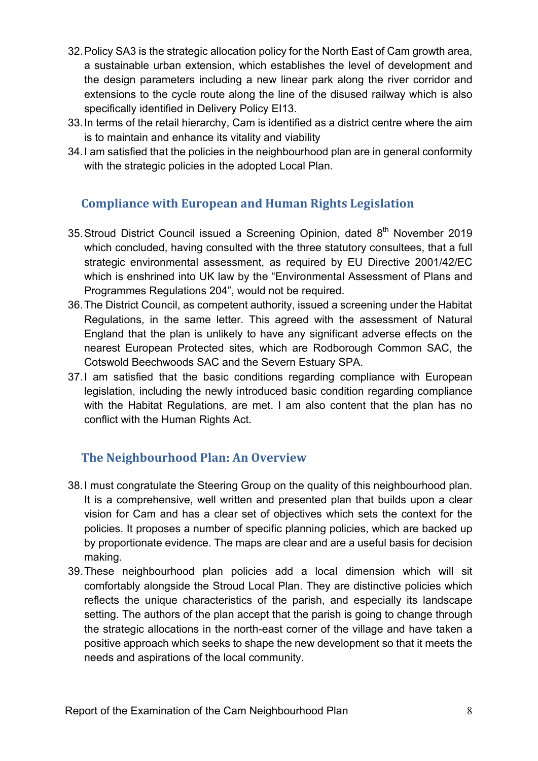32. Policy SA3 is the strategic allocation policy for the North East of Cam growth area, a sustainable urban extension, which establishes the level of development and the design parameters including a new linear park along the river corridor and extensions to the cycle route along the line of the disused railway which is also specifically identified in Delivery Policy EI13.
33. In terms of the retail hierarchy, Cam is identified as a district centre where the aim is to maintain and enhance its vitality and viability
34. I am satisfied that the policies in the neighbourhood plan are in general conformity with the strategic policies in the adopted Local Plan.

## Compliance with European and Human Rights Legislation

35. Stroud District Council issued a Screening Opinion, dated 8th November 2019 which concluded, having consulted with the three statutory consultees, that a full strategic environmental assessment, as required by EU Directive 2001/42/EC which is enshrined into UK law by the "Environmental Assessment of Plans and Programmes Regulations 204", would not be required.
36. The District Council, as competent authority, issued a screening under the Habitat Regulations, in the same letter. This agreed with the assessment of Natural England that the plan is unlikely to have any significant adverse effects on the nearest European Protected sites, which are Rodborough Common SAC, the Cotswold Beechwoods SAC and the Severn Estuary SPA.
37. I am satisfied that the basic conditions regarding compliance with European legislation, including the newly introduced basic condition regarding compliance with the Habitat Regulations, are met. I am also content that the plan has no conflict with the Human Rights Act.

## The Neighbourhood Plan: An Overview

38. I must congratulate the Steering Group on the quality of this neighbourhood plan. It is a comprehensive, well written and presented plan that builds upon a clear vision for Cam and has a clear set of objectives which sets the context for the policies. It proposes a number of specific planning policies, which are backed up by proportionate evidence. The maps are clear and are a useful basis for decision making.
39. These neighbourhood plan policies add a local dimension which will sit comfortably alongside the Stroud Local Plan. They are distinctive policies which reflects the unique characteristics of the parish, and especially its landscape setting. The authors of the plan accept that the parish is going to change through the strategic allocations in the north-east corner of the village and have taken a positive approach which seeks to shape the new development so that it meets the needs and aspirations of the local community.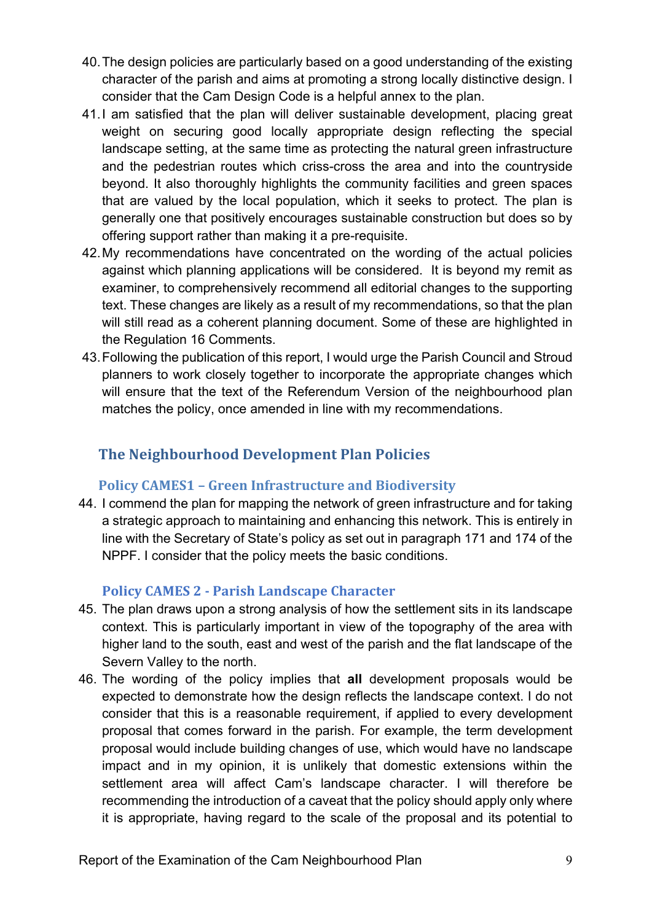40. The design policies are particularly based on a good understanding of the existing character of the parish and aims at promoting a strong locally distinctive design. I consider that the Cam Design Code is a helpful annex to the plan.
41. I am satisfied that the plan will deliver sustainable development, placing great weight on securing good locally appropriate design reflecting the special landscape setting, at the same time as protecting the natural green infrastructure and the pedestrian routes which criss-cross the area and into the countryside beyond. It also thoroughly highlights the community facilities and green spaces that are valued by the local population, which it seeks to protect. The plan is generally one that positively encourages sustainable construction but does so by offering support rather than making it a pre-requisite.
42. My recommendations have concentrated on the wording of the actual policies against which planning applications will be considered. It is beyond my remit as examiner, to comprehensively recommend all editorial changes to the supporting text. These changes are likely as a result of my recommendations, so that the plan will still read as a coherent planning document. Some of these are highlighted in the Regulation 16 Comments.
43. Following the publication of this report, I would urge the Parish Council and Stroud planners to work closely together to incorporate the appropriate changes which will ensure that the text of the Referendum Version of the neighbourhood plan matches the policy, once amended in line with my recommendations.

## The Neighbourhood Development Plan Policies

### Policy CAMES1 – Green Infrastructure and Biodiversity

44. I commend the plan for mapping the network of green infrastructure and for taking a strategic approach to maintaining and enhancing this network. This is entirely in line with the Secretary of State's policy as set out in paragraph 171 and 174 of the NPPF. I consider that the policy meets the basic conditions.

### Policy CAMES 2 - Parish Landscape Character

45. The plan draws upon a strong analysis of how the settlement sits in its landscape context. This is particularly important in view of the topography of the area with higher land to the south, east and west of the parish and the flat landscape of the Severn Valley to the north.
46. The wording of the policy implies that **all** development proposals would be expected to demonstrate how the design reflects the landscape context. I do not consider that this is a reasonable requirement, if applied to every development proposal that comes forward in the parish. For example, the term development proposal would include building changes of use, which would have no landscape impact and in my opinion, it is unlikely that domestic extensions within the settlement area will affect Cam's landscape character. I will therefore be recommending the introduction of a caveat that the policy should apply only where it is appropriate, having regard to the scale of the proposal and its potential to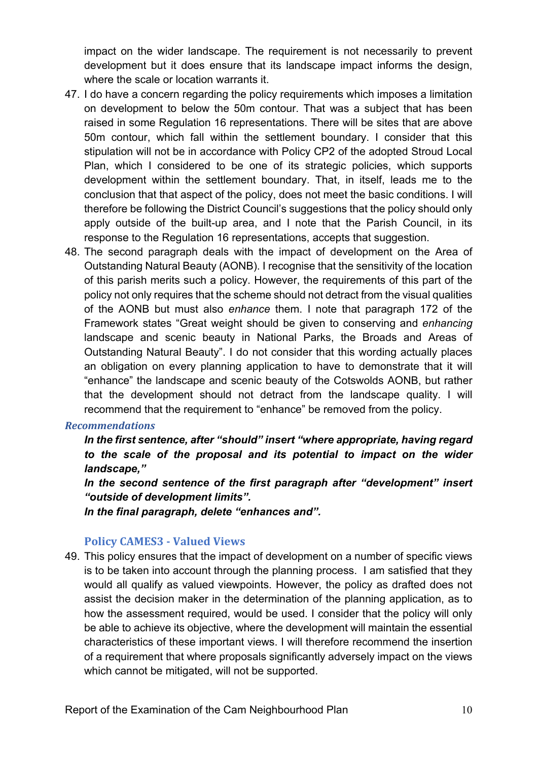impact on the wider landscape. The requirement is not necessarily to prevent development but it does ensure that its landscape impact informs the design, where the scale or location warrants it.

47. I do have a concern regarding the policy requirements which imposes a limitation on development to below the 50m contour. That was a subject that has been raised in some Regulation 16 representations. There will be sites that are above 50m contour, which fall within the settlement boundary. I consider that this stipulation will not be in accordance with Policy CP2 of the adopted Stroud Local Plan, which I considered to be one of its strategic policies, which supports development within the settlement boundary. That, in itself, leads me to the conclusion that that aspect of the policy, does not meet the basic conditions. I will therefore be following the District Council's suggestions that the policy should only apply outside of the built-up area, and I note that the Parish Council, in its response to the Regulation 16 representations, accepts that suggestion.

48. The second paragraph deals with the impact of development on the Area of Outstanding Natural Beauty (AONB). I recognise that the sensitivity of the location of this parish merits such a policy. However, the requirements of this part of the policy not only requires that the scheme should not detract from the visual qualities of the AONB but must also *enhance* them. I note that paragraph 172 of the Framework states "Great weight should be given to conserving and *enhancing* landscape and scenic beauty in National Parks, the Broads and Areas of Outstanding Natural Beauty". I do not consider that this wording actually places an obligation on every planning application to have to demonstrate that it will "enhance" the landscape and scenic beauty of the Cotswolds AONB, but rather that the development should not detract from the landscape quality. I will recommend that the requirement to "enhance" be removed from the policy.

### Recommendations

***In the first sentence, after "should" insert "where appropriate, having regard to the scale of the proposal and its potential to impact on the wider landscape,"***

***In the second sentence of the first paragraph after "development" insert "outside of development limits".***

***In the final paragraph, delete "enhances and".***

## Policy CAMES3 - Valued Views

49. This policy ensures that the impact of development on a number of specific views is to be taken into account through the planning process. I am satisfied that they would all qualify as valued viewpoints. However, the policy as drafted does not assist the decision maker in the determination of the planning application, as to how the assessment required, would be used. I consider that the policy will only be able to achieve its objective, where the development will maintain the essential characteristics of these important views. I will therefore recommend the insertion of a requirement that where proposals significantly adversely impact on the views which cannot be mitigated, will not be supported.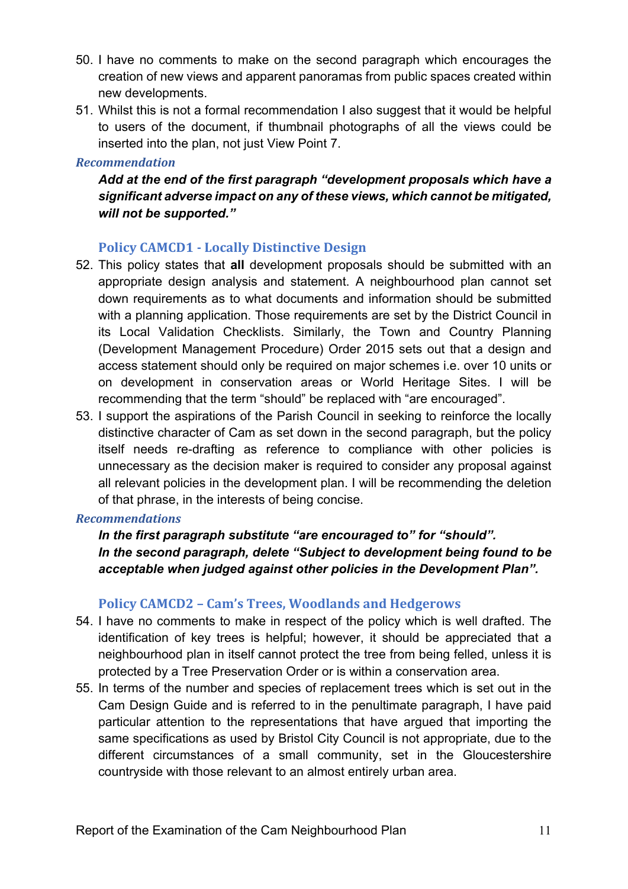50. I have no comments to make on the second paragraph which encourages the creation of new views and apparent panoramas from public spaces created within new developments.
51. Whilst this is not a formal recommendation I also suggest that it would be helpful to users of the document, if thumbnail photographs of all the views could be inserted into the plan, not just View Point 7.

#### *Recommendation*

***Add at the end of the first paragraph "development proposals which have a significant adverse impact on any of these views, which cannot be mitigated, will not be supported."***

### Policy CAMCD1 - Locally Distinctive Design

52. This policy states that **all** development proposals should be submitted with an appropriate design analysis and statement. A neighbourhood plan cannot set down requirements as to what documents and information should be submitted with a planning application. Those requirements are set by the District Council in its Local Validation Checklists. Similarly, the Town and Country Planning (Development Management Procedure) Order 2015 sets out that a design and access statement should only be required on major schemes i.e. over 10 units or on development in conservation areas or World Heritage Sites. I will be recommending that the term "should" be replaced with "are encouraged".
53. I support the aspirations of the Parish Council in seeking to reinforce the locally distinctive character of Cam as set down in the second paragraph, but the policy itself needs re-drafting as reference to compliance with other policies is unnecessary as the decision maker is required to consider any proposal against all relevant policies in the development plan. I will be recommending the deletion of that phrase, in the interests of being concise.

#### *Recommendations*

***In the first paragraph substitute "are encouraged to" for "should".***
***In the second paragraph, delete "Subject to development being found to be acceptable when judged against other policies in the Development Plan".***

### Policy CAMCD2 – Cam's Trees, Woodlands and Hedgerows

54. I have no comments to make in respect of the policy which is well drafted. The identification of key trees is helpful; however, it should be appreciated that a neighbourhood plan in itself cannot protect the tree from being felled, unless it is protected by a Tree Preservation Order or is within a conservation area.
55. In terms of the number and species of replacement trees which is set out in the Cam Design Guide and is referred to in the penultimate paragraph, I have paid particular attention to the representations that have argued that importing the same specifications as used by Bristol City Council is not appropriate, due to the different circumstances of a small community, set in the Gloucestershire countryside with those relevant to an almost entirely urban area.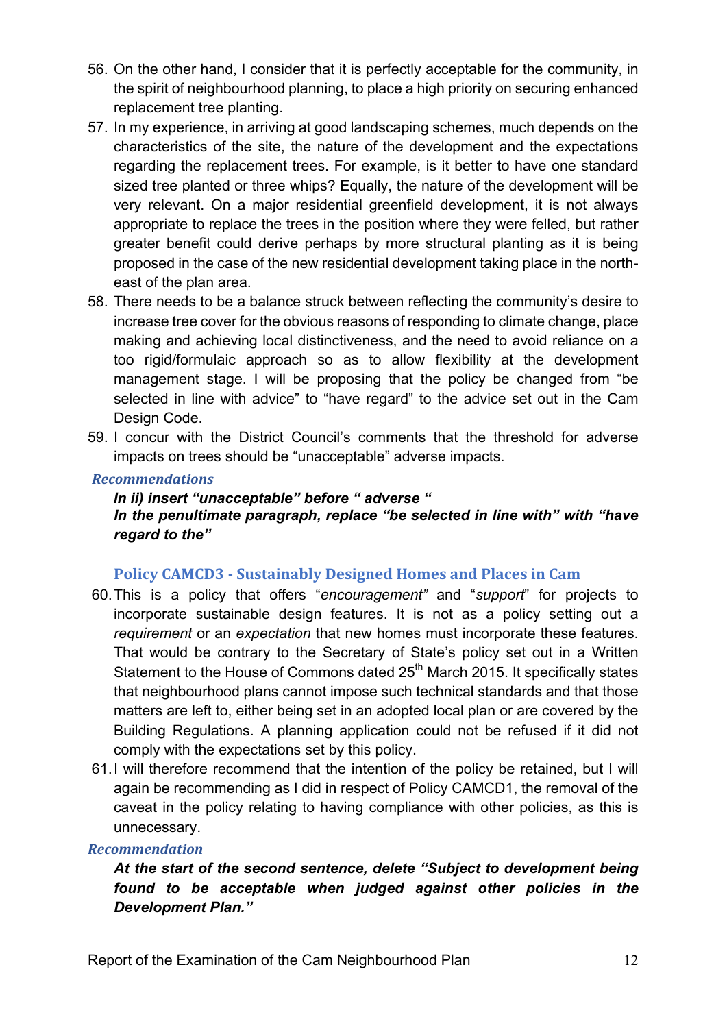56. On the other hand, I consider that it is perfectly acceptable for the community, in the spirit of neighbourhood planning, to place a high priority on securing enhanced replacement tree planting.
57. In my experience, in arriving at good landscaping schemes, much depends on the characteristics of the site, the nature of the development and the expectations regarding the replacement trees. For example, is it better to have one standard sized tree planted or three whips? Equally, the nature of the development will be very relevant. On a major residential greenfield development, it is not always appropriate to replace the trees in the position where they were felled, but rather greater benefit could derive perhaps by more structural planting as it is being proposed in the case of the new residential development taking place in the north-east of the plan area.
58. There needs to be a balance struck between reflecting the community's desire to increase tree cover for the obvious reasons of responding to climate change, place making and achieving local distinctiveness, and the need to avoid reliance on a too rigid/formulaic approach so as to allow flexibility at the development management stage. I will be proposing that the policy be changed from "be selected in line with advice" to "have regard" to the advice set out in the Cam Design Code.
59. I concur with the District Council's comments that the threshold for adverse impacts on trees should be "unacceptable" adverse impacts.

### *Recommendations*

***In ii) insert "unacceptable" before " adverse "***
***In the penultimate paragraph, replace "be selected in line with" with "have regard to the"***

## Policy CAMCD3 - Sustainably Designed Homes and Places in Cam

60. This is a policy that offers "*encouragement"* and "*support*" for projects to incorporate sustainable design features. It is not as a policy setting out a *requirement* or an *expectation* that new homes must incorporate these features. That would be contrary to the Secretary of State's policy set out in a Written Statement to the House of Commons dated 25th March 2015. It specifically states that neighbourhood plans cannot impose such technical standards and that those matters are left to, either being set in an adopted local plan or are covered by the Building Regulations. A planning application could not be refused if it did not comply with the expectations set by this policy.
61. I will therefore recommend that the intention of the policy be retained, but I will again be recommending as I did in respect of Policy CAMCD1, the removal of the caveat in the policy relating to having compliance with other policies, as this is unnecessary.

### *Recommendation*

***At the start of the second sentence, delete "Subject to development being found to be acceptable when judged against other policies in the Development Plan."***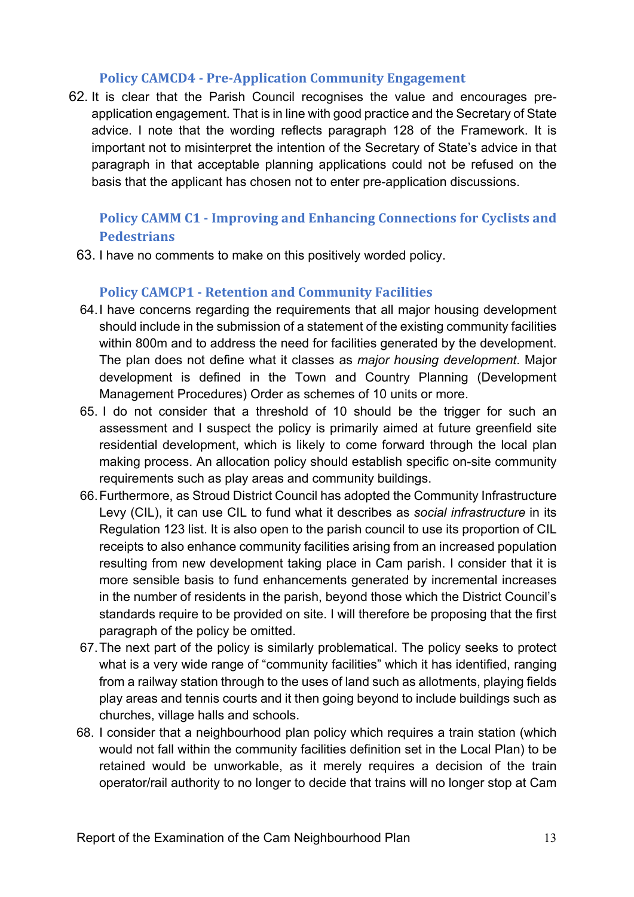### Policy CAMCD4 - Pre-Application Community Engagement

62. It is clear that the Parish Council recognises the value and encourages pre-application engagement. That is in line with good practice and the Secretary of State advice. I note that the wording reflects paragraph 128 of the Framework. It is important not to misinterpret the intention of the Secretary of State's advice in that paragraph in that acceptable planning applications could not be refused on the basis that the applicant has chosen not to enter pre-application discussions.

### Policy CAMM C1 - Improving and Enhancing Connections for Cyclists and Pedestrians

63. I have no comments to make on this positively worded policy.

### Policy CAMCP1 - Retention and Community Facilities

64. I have concerns regarding the requirements that all major housing development should include in the submission of a statement of the existing community facilities within 800m and to address the need for facilities generated by the development. The plan does not define what it classes as *major housing development*. Major development is defined in the Town and Country Planning (Development Management Procedures) Order as schemes of 10 units or more.
65. I do not consider that a threshold of 10 should be the trigger for such an assessment and I suspect the policy is primarily aimed at future greenfield site residential development, which is likely to come forward through the local plan making process. An allocation policy should establish specific on-site community requirements such as play areas and community buildings.
66. Furthermore, as Stroud District Council has adopted the Community Infrastructure Levy (CIL), it can use CIL to fund what it describes as *social infrastructure* in its Regulation 123 list. It is also open to the parish council to use its proportion of CIL receipts to also enhance community facilities arising from an increased population resulting from new development taking place in Cam parish. I consider that it is more sensible basis to fund enhancements generated by incremental increases in the number of residents in the parish, beyond those which the District Council's standards require to be provided on site. I will therefore be proposing that the first paragraph of the policy be omitted.
67. The next part of the policy is similarly problematical. The policy seeks to protect what is a very wide range of "community facilities" which it has identified, ranging from a railway station through to the uses of land such as allotments, playing fields play areas and tennis courts and it then going beyond to include buildings such as churches, village halls and schools.
68. I consider that a neighbourhood plan policy which requires a train station (which would not fall within the community facilities definition set in the Local Plan) to be retained would be unworkable, as it merely requires a decision of the train operator/rail authority to no longer to decide that trains will no longer stop at Cam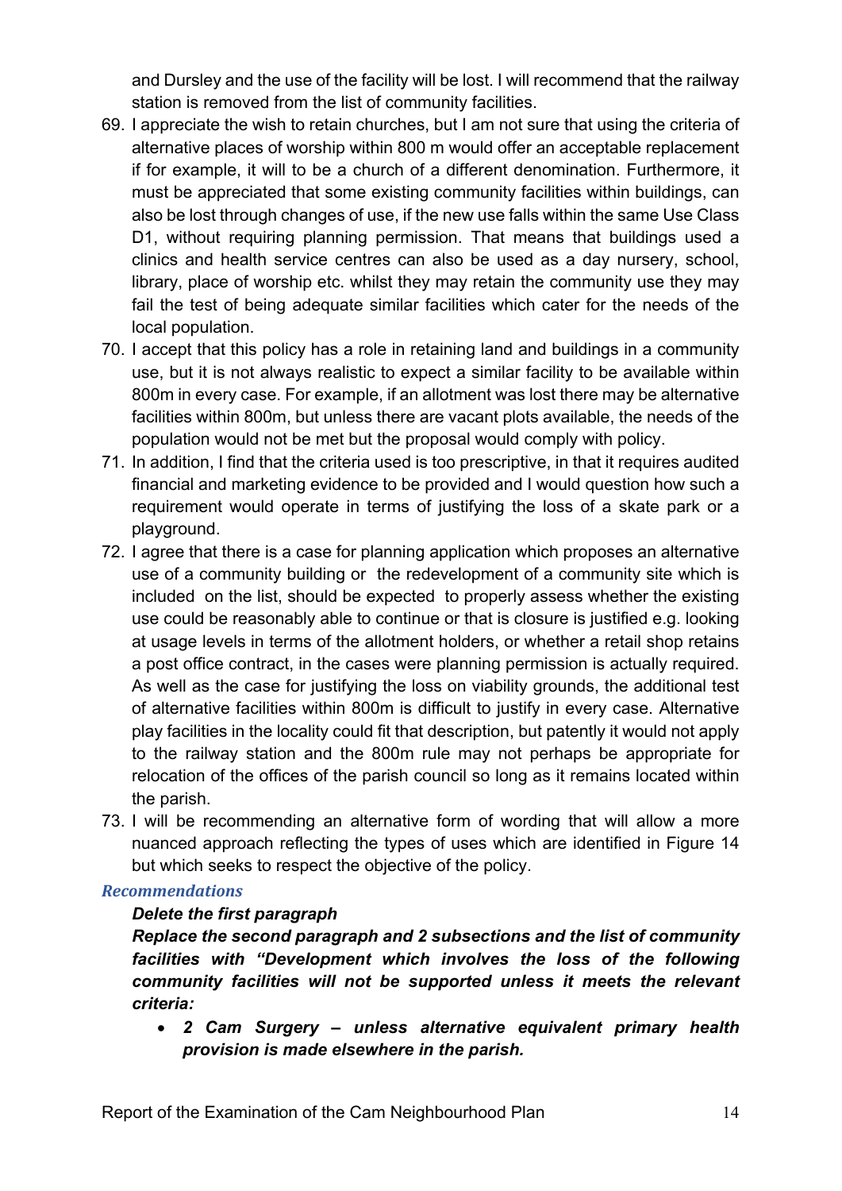and Dursley and the use of the facility will be lost. I will recommend that the railway station is removed from the list of community facilities.

69. I appreciate the wish to retain churches, but I am not sure that using the criteria of alternative places of worship within 800 m would offer an acceptable replacement if for example, it will to be a church of a different denomination. Furthermore, it must be appreciated that some existing community facilities within buildings, can also be lost through changes of use, if the new use falls within the same Use Class D1, without requiring planning permission. That means that buildings used a clinics and health service centres can also be used as a day nursery, school, library, place of worship etc. whilst they may retain the community use they may fail the test of being adequate similar facilities which cater for the needs of the local population.
70. I accept that this policy has a role in retaining land and buildings in a community use, but it is not always realistic to expect a similar facility to be available within 800m in every case. For example, if an allotment was lost there may be alternative facilities within 800m, but unless there are vacant plots available, the needs of the population would not be met but the proposal would comply with policy.
71. In addition, I find that the criteria used is too prescriptive, in that it requires audited financial and marketing evidence to be provided and I would question how such a requirement would operate in terms of justifying the loss of a skate park or a playground.
72. I agree that there is a case for planning application which proposes an alternative use of a community building or the redevelopment of a community site which is included on the list, should be expected to properly assess whether the existing use could be reasonably able to continue or that is closure is justified e.g. looking at usage levels in terms of the allotment holders, or whether a retail shop retains a post office contract, in the cases were planning permission is actually required. As well as the case for justifying the loss on viability grounds, the additional test of alternative facilities within 800m is difficult to justify in every case. Alternative play facilities in the locality could fit that description, but patently it would not apply to the railway station and the 800m rule may not perhaps be appropriate for relocation of the offices of the parish council so long as it remains located within the parish.
73. I will be recommending an alternative form of wording that will allow a more nuanced approach reflecting the types of uses which are identified in Figure 14 but which seeks to respect the objective of the policy.

### *Recommendations*

***Delete the first paragraph***

***Replace the second paragraph and 2 subsections and the list of community facilities with "Development which involves the loss of the following community facilities will not be supported unless it meets the relevant criteria:***

- ***2 Cam Surgery – unless alternative equivalent primary health provision is made elsewhere in the parish.***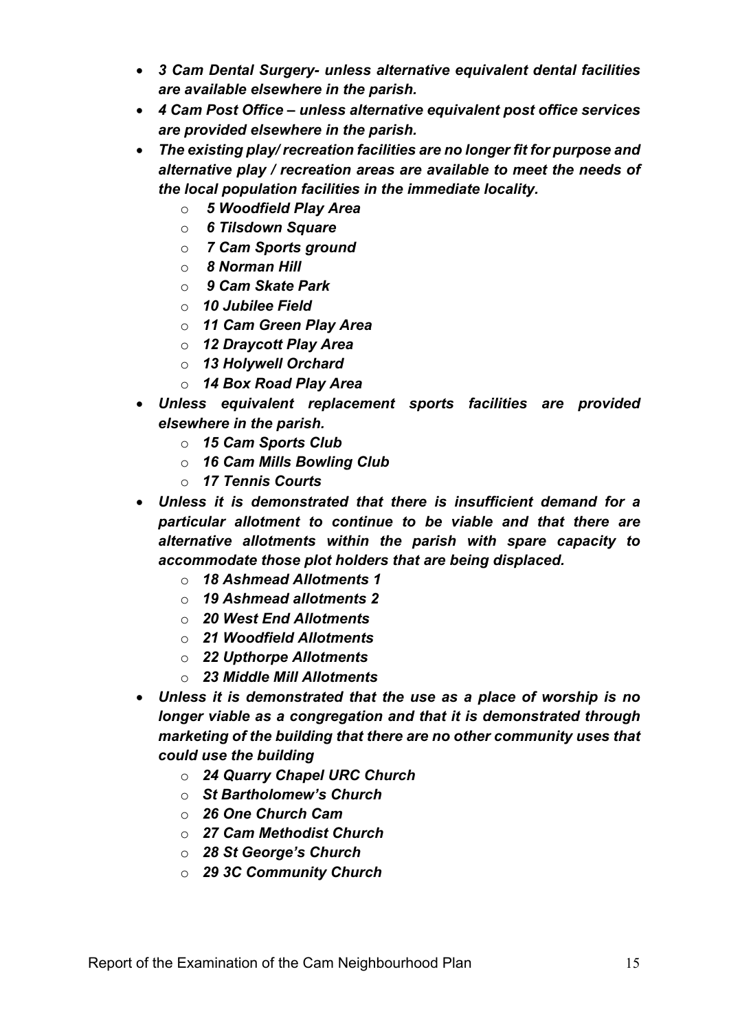- ***3 Cam Dental Surgery- unless alternative equivalent dental facilities are available elsewhere in the parish.***
- ***4 Cam Post Office – unless alternative equivalent post office services are provided elsewhere in the parish.***
- ***The existing play/ recreation facilities are no longer fit for purpose and alternative play / recreation areas are available to meet the needs of the local population facilities in the immediate locality.***
    - ***5 Woodfield Play Area***
    - ***6 Tilsdown Square***
    - ***7 Cam Sports ground***
    - ***8 Norman Hill***
    - ***9 Cam Skate Park***
    - ***10 Jubilee Field***
    - ***11 Cam Green Play Area***
    - ***12 Draycott Play Area***
    - ***13 Holywell Orchard***
    - ***14 Box Road Play Area***
- ***Unless equivalent replacement sports facilities are provided elsewhere in the parish.***
    - ***15 Cam Sports Club***
    - ***16 Cam Mills Bowling Club***
    - ***17 Tennis Courts***
- ***Unless it is demonstrated that there is insufficient demand for a particular allotment to continue to be viable and that there are alternative allotments within the parish with spare capacity to accommodate those plot holders that are being displaced.***
    - ***18 Ashmead Allotments 1***
    - ***19 Ashmead allotments 2***
    - ***20 West End Allotments***
    - ***21 Woodfield Allotments***
    - ***22 Upthorpe Allotments***
    - ***23 Middle Mill Allotments***
- ***Unless it is demonstrated that the use as a place of worship is no longer viable as a congregation and that it is demonstrated through marketing of the building that there are no other community uses that could use the building***
    - ***24 Quarry Chapel URC Church***
    - ***St Bartholomew's Church***
    - ***26 One Church Cam***
    - ***27 Cam Methodist Church***
    - ***28 St George's Church***
    - ***29 3C Community Church***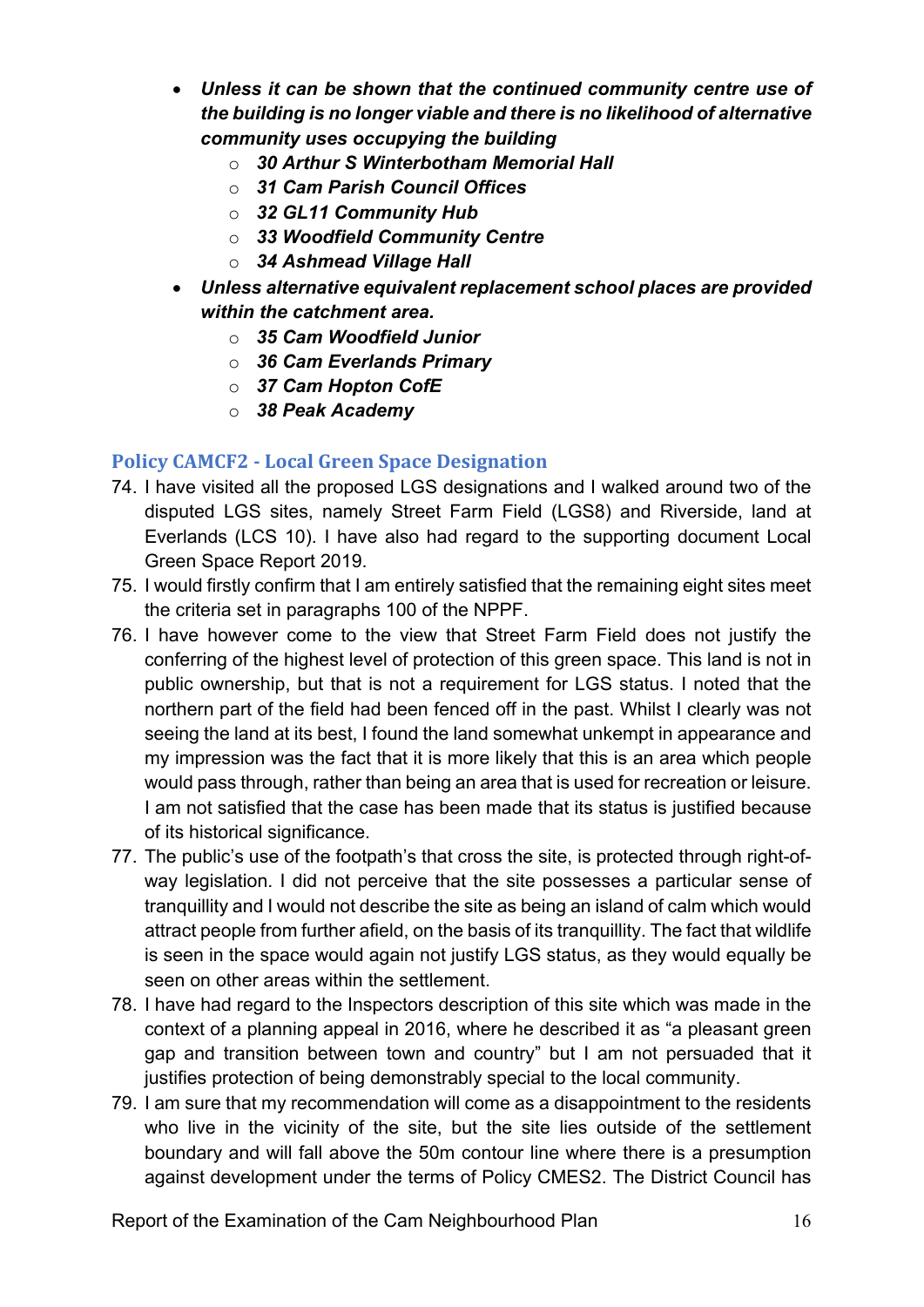- ***Unless it can be shown that the continued community centre use of the building is no longer viable and there is no likelihood of alternative community uses occupying the building***
    - ***30 Arthur S Winterbotham Memorial Hall***
    - ***31 Cam Parish Council Offices***
    - ***32 GL11 Community Hub***
    - ***33 Woodfield Community Centre***
    - ***34 Ashmead Village Hall***
- ***Unless alternative equivalent replacement school places are provided within the catchment area.***
    - ***35 Cam Woodfield Junior***
    - ***36 Cam Everlands Primary***
    - ***37 Cam Hopton CofE***
    - ***38 Peak Academy***

## Policy CAMCF2 - Local Green Space Designation

74. I have visited all the proposed LGS designations and I walked around two of the disputed LGS sites, namely Street Farm Field (LGS8) and Riverside, land at Everlands (LCS 10). I have also had regard to the supporting document Local Green Space Report 2019.
75. I would firstly confirm that I am entirely satisfied that the remaining eight sites meet the criteria set in paragraphs 100 of the NPPF.
76. I have however come to the view that Street Farm Field does not justify the conferring of the highest level of protection of this green space. This land is not in public ownership, but that is not a requirement for LGS status. I noted that the northern part of the field had been fenced off in the past. Whilst I clearly was not seeing the land at its best, I found the land somewhat unkempt in appearance and my impression was the fact that it is more likely that this is an area which people would pass through, rather than being an area that is used for recreation or leisure. I am not satisfied that the case has been made that its status is justified because of its historical significance.
77. The public's use of the footpath's that cross the site, is protected through right-of-way legislation. I did not perceive that the site possesses a particular sense of tranquillity and I would not describe the site as being an island of calm which would attract people from further afield, on the basis of its tranquillity. The fact that wildlife is seen in the space would again not justify LGS status, as they would equally be seen on other areas within the settlement.
78. I have had regard to the Inspectors description of this site which was made in the context of a planning appeal in 2016, where he described it as "a pleasant green gap and transition between town and country" but I am not persuaded that it justifies protection of being demonstrably special to the local community.
79. I am sure that my recommendation will come as a disappointment to the residents who live in the vicinity of the site, but the site lies outside of the settlement boundary and will fall above the 50m contour line where there is a presumption against development under the terms of Policy CMES2. The District Council has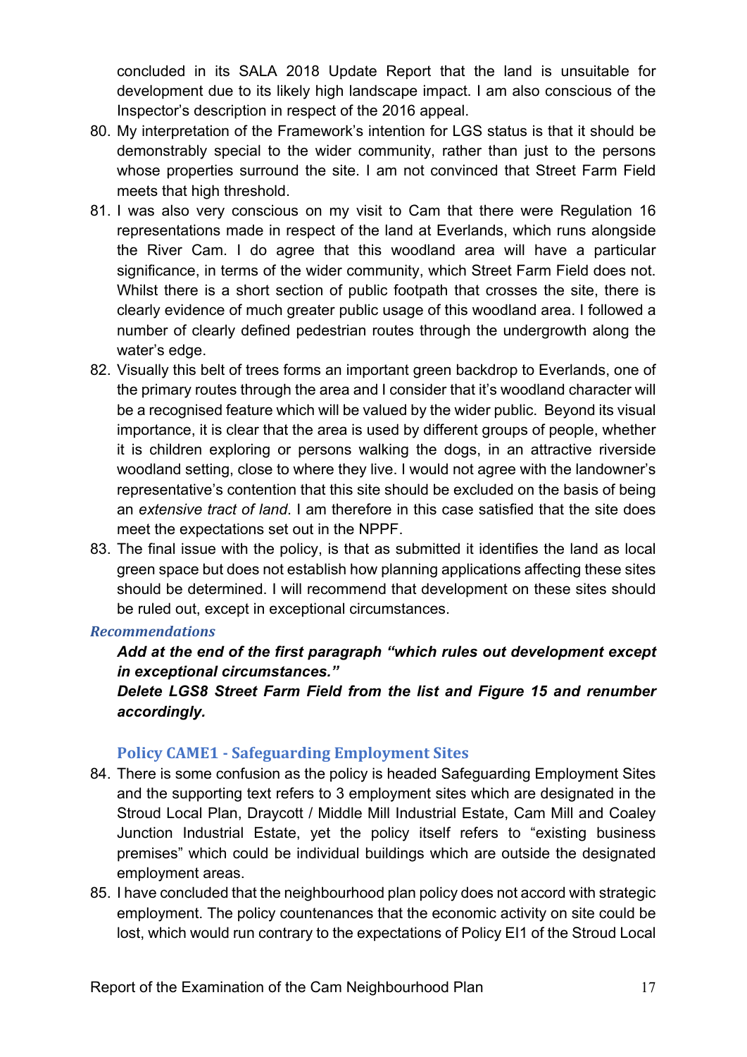concluded in its SALA 2018 Update Report that the land is unsuitable for development due to its likely high landscape impact. I am also conscious of the Inspector's description in respect of the 2016 appeal.

80. My interpretation of the Framework's intention for LGS status is that it should be demonstrably special to the wider community, rather than just to the persons whose properties surround the site. I am not convinced that Street Farm Field meets that high threshold.
81. I was also very conscious on my visit to Cam that there were Regulation 16 representations made in respect of the land at Everlands, which runs alongside the River Cam. I do agree that this woodland area will have a particular significance, in terms of the wider community, which Street Farm Field does not. Whilst there is a short section of public footpath that crosses the site, there is clearly evidence of much greater public usage of this woodland area. I followed a number of clearly defined pedestrian routes through the undergrowth along the water's edge.
82. Visually this belt of trees forms an important green backdrop to Everlands, one of the primary routes through the area and I consider that it's woodland character will be a recognised feature which will be valued by the wider public. Beyond its visual importance, it is clear that the area is used by different groups of people, whether it is children exploring or persons walking the dogs, in an attractive riverside woodland setting, close to where they live. I would not agree with the landowner's representative's contention that this site should be excluded on the basis of being an *extensive tract of land*. I am therefore in this case satisfied that the site does meet the expectations set out in the NPPF.
83. The final issue with the policy, is that as submitted it identifies the land as local green space but does not establish how planning applications affecting these sites should be determined. I will recommend that development on these sites should be ruled out, except in exceptional circumstances.

### *Recommendations*

***Add at the end of the first paragraph "which rules out development except in exceptional circumstances."***

***Delete LGS8 Street Farm Field from the list and Figure 15 and renumber accordingly.***

### Policy CAME1 - Safeguarding Employment Sites

84. There is some confusion as the policy is headed Safeguarding Employment Sites and the supporting text refers to 3 employment sites which are designated in the Stroud Local Plan, Draycott / Middle Mill Industrial Estate, Cam Mill and Coaley Junction Industrial Estate, yet the policy itself refers to "existing business premises" which could be individual buildings which are outside the designated employment areas.
85. I have concluded that the neighbourhood plan policy does not accord with strategic employment. The policy countenances that the economic activity on site could be lost, which would run contrary to the expectations of Policy EI1 of the Stroud Local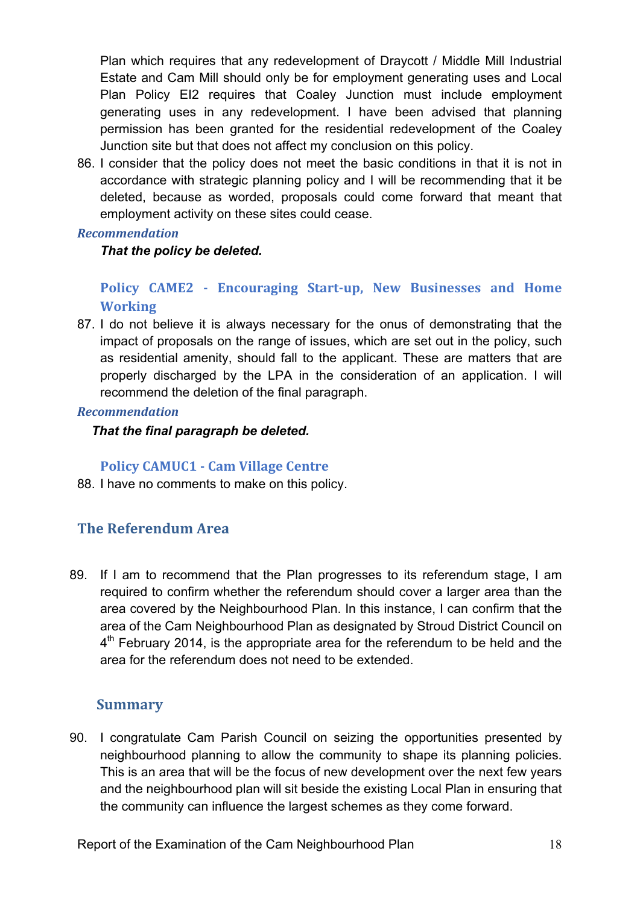Plan which requires that any redevelopment of Draycott / Middle Mill Industrial Estate and Cam Mill should only be for employment generating uses and Local Plan Policy EI2 requires that Coaley Junction must include employment generating uses in any redevelopment. I have been advised that planning permission has been granted for the residential redevelopment of the Coaley Junction site but that does not affect my conclusion on this policy.

86. I consider that the policy does not meet the basic conditions in that it is not in accordance with strategic planning policy and I will be recommending that it be deleted, because as worded, proposals could come forward that meant that employment activity on these sites could cease.

***Recommendation***

***That the policy be deleted.***

### Policy CAME2 - Encouraging Start-up, New Businesses and Home Working

87. I do not believe it is always necessary for the onus of demonstrating that the impact of proposals on the range of issues, which are set out in the policy, such as residential amenity, should fall to the applicant. These are matters that are properly discharged by the LPA in the consideration of an application. I will recommend the deletion of the final paragraph.

***Recommendation***

***That the final paragraph be deleted.***

### Policy CAMUC1 - Cam Village Centre

88. I have no comments to make on this policy.

## The Referendum Area

89. If I am to recommend that the Plan progresses to its referendum stage, I am required to confirm whether the referendum should cover a larger area than the area covered by the Neighbourhood Plan. In this instance, I can confirm that the area of the Cam Neighbourhood Plan as designated by Stroud District Council on 4th February 2014, is the appropriate area for the referendum to be held and the area for the referendum does not need to be extended.

## Summary

90. I congratulate Cam Parish Council on seizing the opportunities presented by neighbourhood planning to allow the community to shape its planning policies. This is an area that will be the focus of new development over the next few years and the neighbourhood plan will sit beside the existing Local Plan in ensuring that the community can influence the largest schemes as they come forward.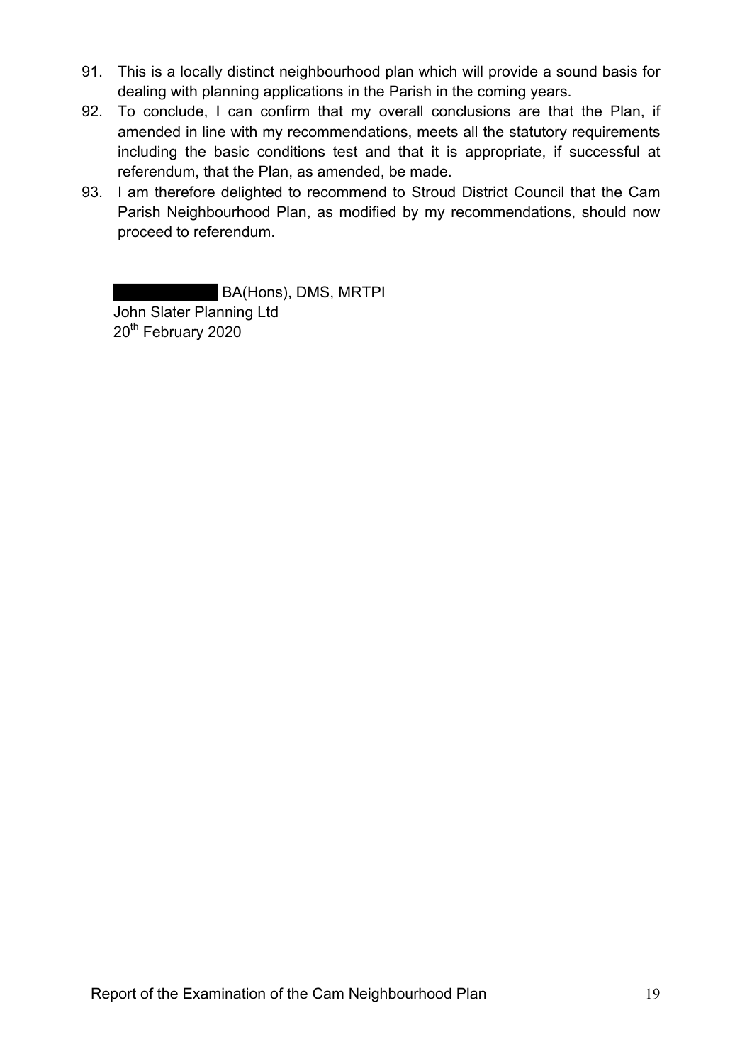91. This is a locally distinct neighbourhood plan which will provide a sound basis for dealing with planning applications in the Parish in the coming years.
92. To conclude, I can confirm that my overall conclusions are that the Plan, if amended in line with my recommendations, meets all the statutory requirements including the basic conditions test and that it is appropriate, if successful at referendum, that the Plan, as amended, be made.
93. I am therefore delighted to recommend to Stroud District Council that the Cam Parish Neighbourhood Plan, as modified by my recommendations, should now proceed to referendum.

BA(Hons), DMS, MRTPI
John Slater Planning Ltd
20th February 2020